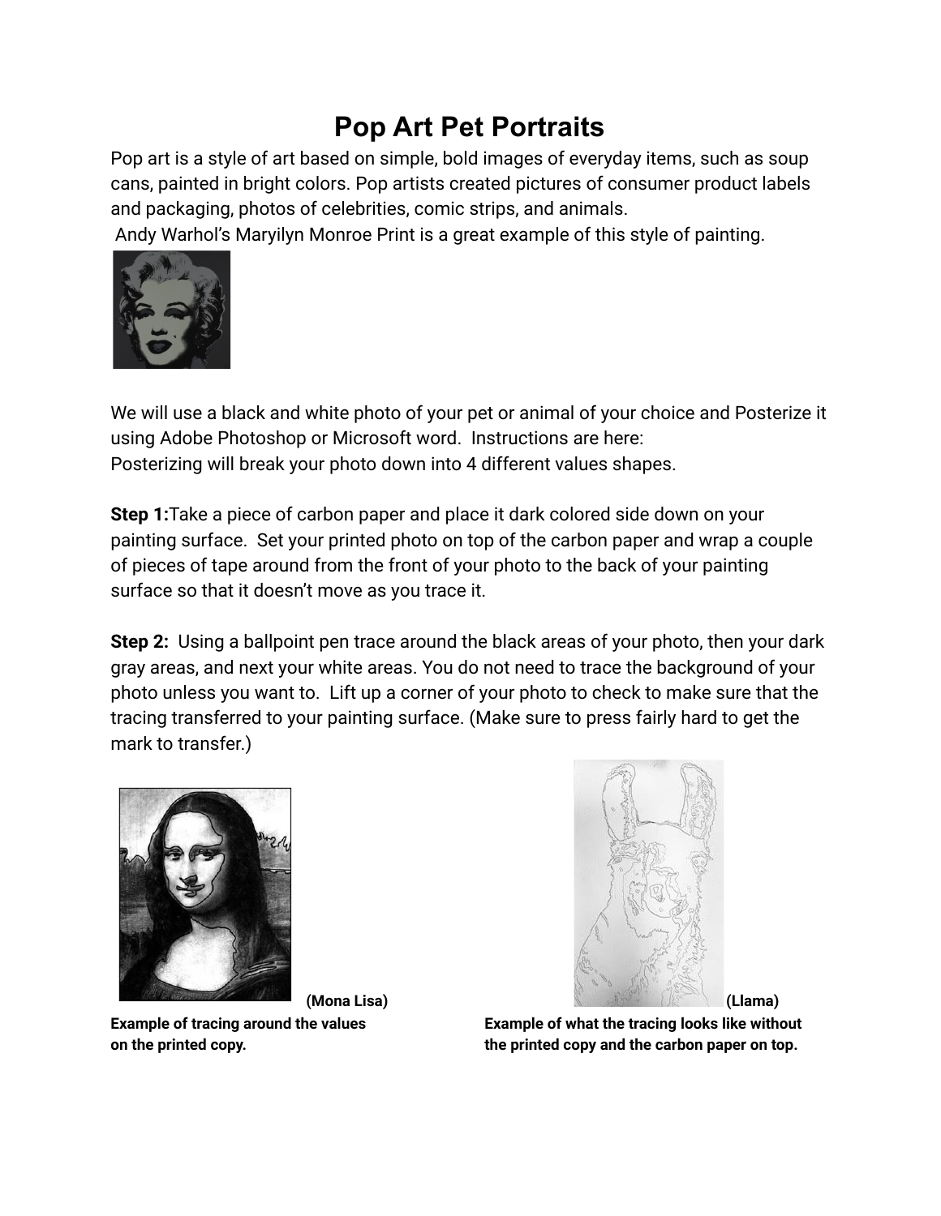# Pop Art Pet Portraits

Pop art is a style of art based on simple, bold images of everyday items, such as soup cans, painted in bright colors. Pop artists created pictures of consumer product labels and packaging, photos of celebrities, comic strips, and animals.

Andy Warhol's Maryilyn Monroe Print is a great example of this style of painting.

We will use a black and white photo of your pet or animal of your choice and Posterize it using Adobe Photoshop or Microsoft word. Instructions are here:

Posterizing will break your photo down into 4 different values shapes.

**Step 1:** Take a piece of carbon paper and place it dark colored side down on your painting surface. Set your printed photo on top of the carbon paper and wrap a couple of pieces of tape around from the front of your photo to the back of your painting surface so that it doesn't move as you trace it.

**Step 2:** Using a ballpoint pen trace around the black areas of your photo, then your dark gray areas, and next your white areas. You do not need to trace the background of your photo unless you want to. Lift up a corner of your photo to check to make sure that the tracing transferred to your painting surface. (Make sure to press fairly hard to get the mark to transfer.)

**(Mona Lisa)**

**Example of tracing around the values on the printed copy.**

**(Llama)**

**Example of what the tracing looks like without the printed copy and the carbon paper on top.**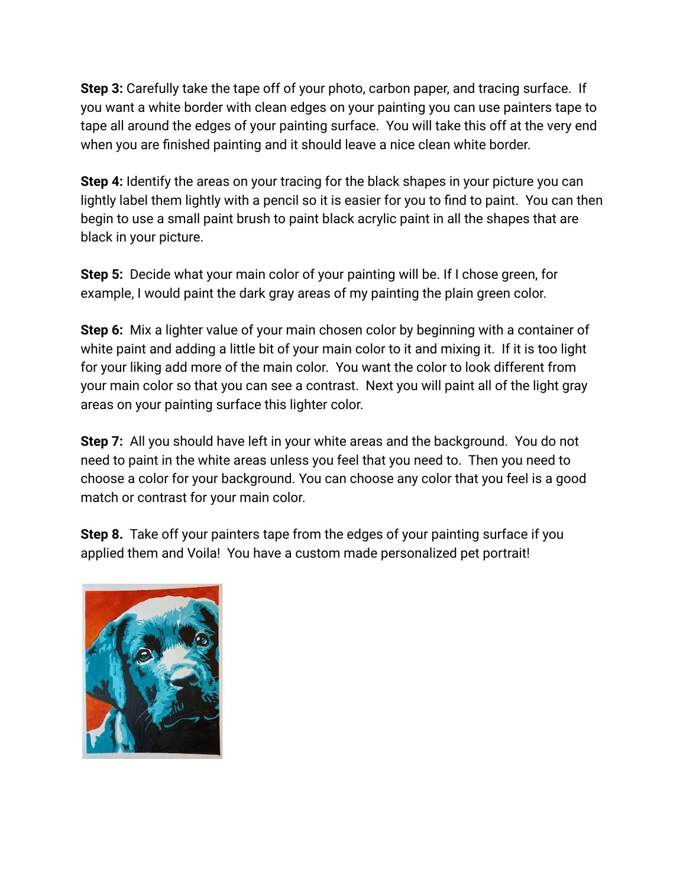**Step 3:** Carefully take the tape off of your photo, carbon paper, and tracing surface. If you want a white border with clean edges on your painting you can use painters tape to tape all around the edges of your painting surface. You will take this off at the very end when you are finished painting and it should leave a nice clean white border.

**Step 4:** Identify the areas on your tracing for the black shapes in your picture you can lightly label them lightly with a pencil so it is easier for you to find to paint. You can then begin to use a small paint brush to paint black acrylic paint in all the shapes that are black in your picture.

**Step 5:** Decide what your main color of your painting will be. If I chose green, for example, I would paint the dark gray areas of my painting the plain green color.

**Step 6:** Mix a lighter value of your main chosen color by beginning with a container of white paint and adding a little bit of your main color to it and mixing it. If it is too light for your liking add more of the main color. You want the color to look different from your main color so that you can see a contrast. Next you will paint all of the light gray areas on your painting surface this lighter color.

**Step 7:** All you should have left in your white areas and the background. You do not need to paint in the white areas unless you feel that you need to. Then you need to choose a color for your background. You can choose any color that you feel is a good match or contrast for your main color.

**Step 8.** Take off your painters tape from the edges of your painting surface if you applied them and Voila! You have a custom made personalized pet portrait!